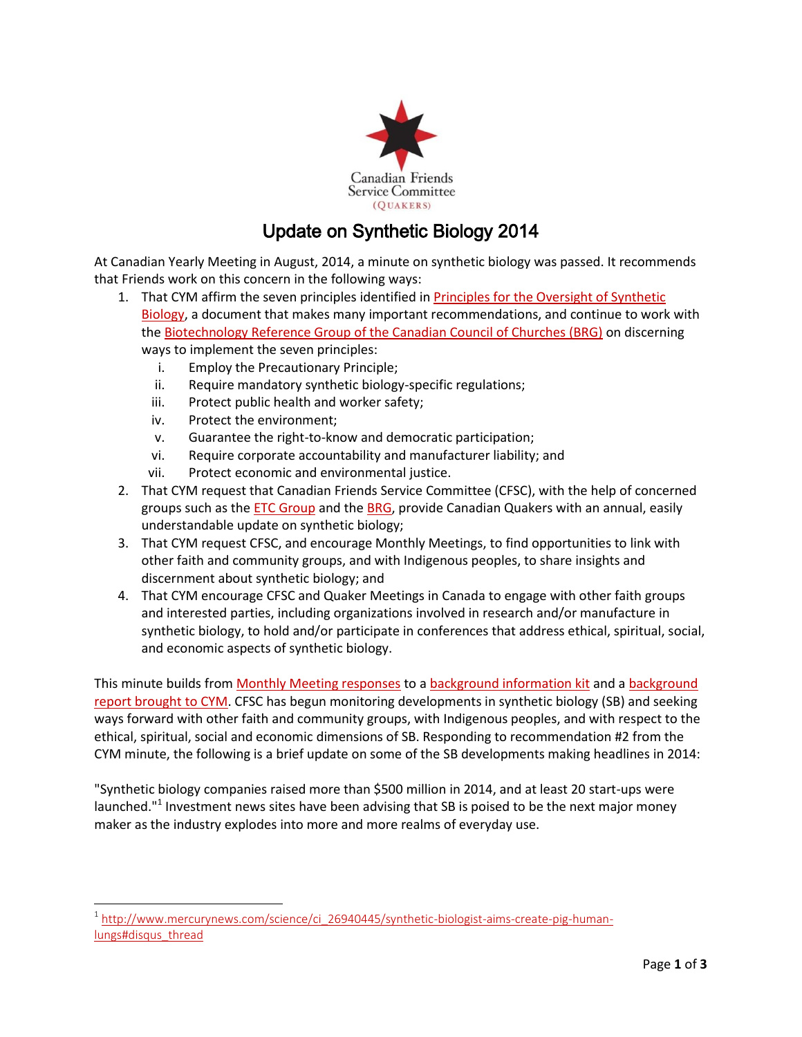Canadian Friends Service Committee (QUAKERS)

# Update on Synthetic Biology 2014

At Canadian Yearly Meeting in August, 2014, a minute on synthetic biology was passed. It recommends that Friends work on this concern in the following ways:

1. That CYM affirm the seven principles identified in Principles for the Oversight of Synthetic Biology, a document that makes many important recommendations, and continue to work with the Biotechnology Reference Group of the Canadian Council of Churches (BRG) on discerning ways to implement the seven principles:
   i. Employ the Precautionary Principle;
   ii. Require mandatory synthetic biology-specific regulations;
   iii. Protect public health and worker safety;
   iv. Protect the environment;
   v. Guarantee the right-to-know and democratic participation;
   vi. Require corporate accountability and manufacturer liability; and
   vii. Protect economic and environmental justice.
2. That CYM request that Canadian Friends Service Committee (CFSC), with the help of concerned groups such as the ETC Group and the BRG, provide Canadian Quakers with an annual, easily understandable update on synthetic biology;
3. That CYM request CFSC, and encourage Monthly Meetings, to find opportunities to link with other faith and community groups, and with Indigenous peoples, to share insights and discernment about synthetic biology; and
4. That CYM encourage CFSC and Quaker Meetings in Canada to engage with other faith groups and interested parties, including organizations involved in research and/or manufacture in synthetic biology, to hold and/or participate in conferences that address ethical, spiritual, social, and economic aspects of synthetic biology.

This minute builds from Monthly Meeting responses to a background information kit and a background report brought to CYM. CFSC has begun monitoring developments in synthetic biology (SB) and seeking ways forward with other faith and community groups, with Indigenous peoples, and with respect to the ethical, spiritual, social and economic dimensions of SB. Responding to recommendation #2 from the CYM minute, the following is a brief update on some of the SB developments making headlines in 2014:

"Synthetic biology companies raised more than $500 million in 2014, and at least 20 start-ups were launched."[1] Investment news sites have been advising that SB is poised to be the next major money maker as the industry explodes into more and more realms of everyday use.

---

[1] http://www.mercurynews.com/science/ci_26940445/synthetic-biologist-aims-create-pig-human-lungs#disqus_thread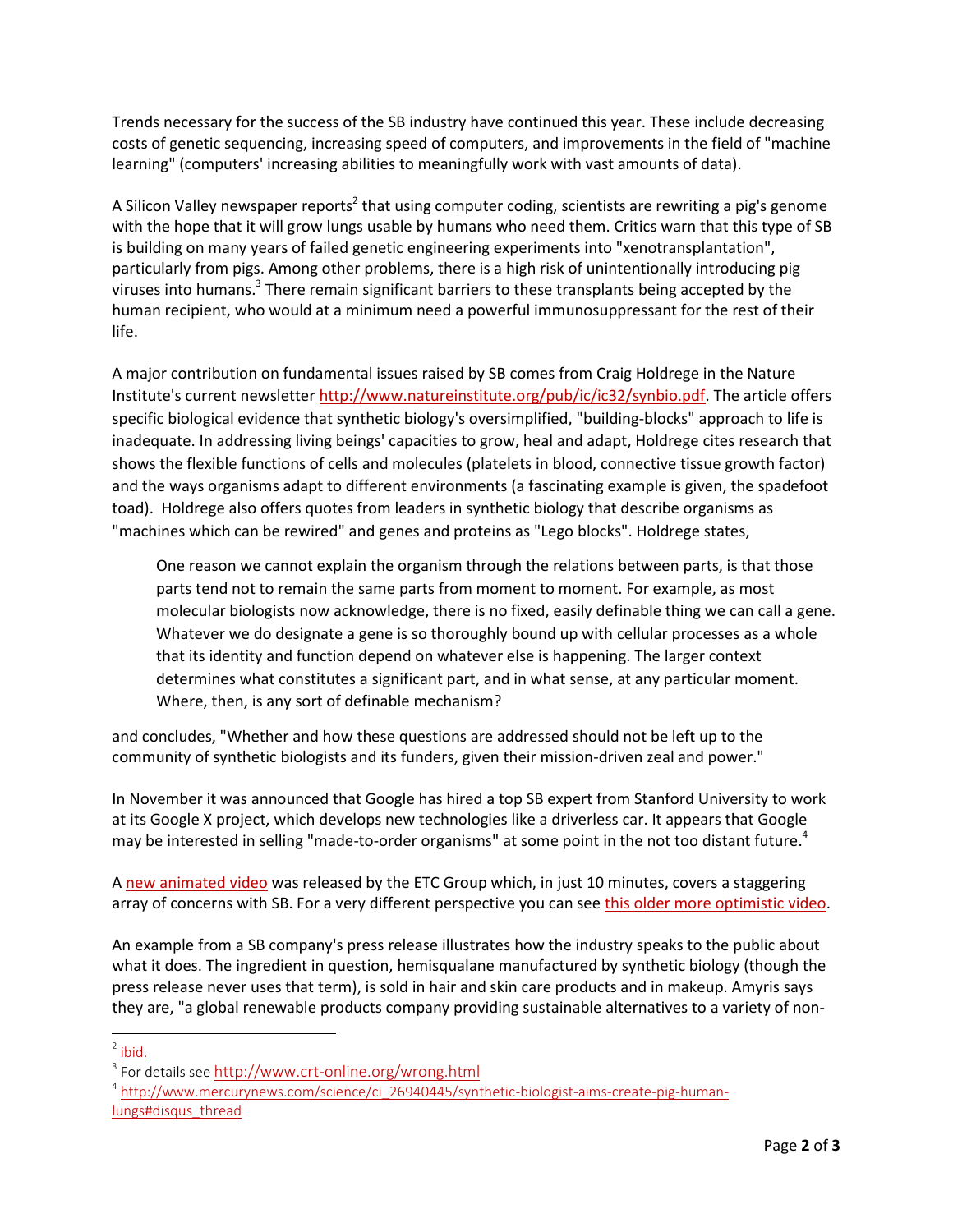Trends necessary for the success of the SB industry have continued this year. These include decreasing costs of genetic sequencing, increasing speed of computers, and improvements in the field of "machine learning" (computers' increasing abilities to meaningfully work with vast amounts of data).

A Silicon Valley newspaper reports[2] that using computer coding, scientists are rewriting a pig's genome with the hope that it will grow lungs usable by humans who need them. Critics warn that this type of SB is building on many years of failed genetic engineering experiments into "xenotransplantation", particularly from pigs. Among other problems, there is a high risk of unintentionally introducing pig viruses into humans.[3] There remain significant barriers to these transplants being accepted by the human recipient, who would at a minimum need a powerful immunosuppressant for the rest of their life.

A major contribution on fundamental issues raised by SB comes from Craig Holdrege in the Nature Institute's current newsletter http://www.natureinstitute.org/pub/ic/ic32/synbio.pdf. The article offers specific biological evidence that synthetic biology's oversimplified, "building-blocks" approach to life is inadequate. In addressing living beings' capacities to grow, heal and adapt, Holdrege cites research that shows the flexible functions of cells and molecules (platelets in blood, connective tissue growth factor) and the ways organisms adapt to different environments (a fascinating example is given, the spadefoot toad). Holdrege also offers quotes from leaders in synthetic biology that describe organisms as "machines which can be rewired" and genes and proteins as "Lego blocks". Holdrege states,

> One reason we cannot explain the organism through the relations between parts, is that those parts tend not to remain the same parts from moment to moment. For example, as most molecular biologists now acknowledge, there is no fixed, easily definable thing we can call a gene. Whatever we do designate a gene is so thoroughly bound up with cellular processes as a whole that its identity and function depend on whatever else is happening. The larger context determines what constitutes a significant part, and in what sense, at any particular moment. Where, then, is any sort of definable mechanism?

and concludes, "Whether and how these questions are addressed should not be left up to the community of synthetic biologists and its funders, given their mission-driven zeal and power."

In November it was announced that Google has hired a top SB expert from Stanford University to work at its Google X project, which develops new technologies like a driverless car. It appears that Google may be interested in selling "made-to-order organisms" at some point in the not too distant future.[4]

A new animated video was released by the ETC Group which, in just 10 minutes, covers a staggering array of concerns with SB. For a very different perspective you can see this older more optimistic video.

An example from a SB company's press release illustrates how the industry speaks to the public about what it does. The ingredient in question, hemisqualane manufactured by synthetic biology (though the press release never uses that term), is sold in hair and skin care products and in makeup. Amyris says they are, "a global renewable products company providing sustainable alternatives to a variety of non-

---

[2] ibid.

[3] For details see http://www.crt-online.org/wrong.html

[4] http://www.mercurynews.com/science/ci_26940445/synthetic-biologist-aims-create-pig-human-lungs#disqus_thread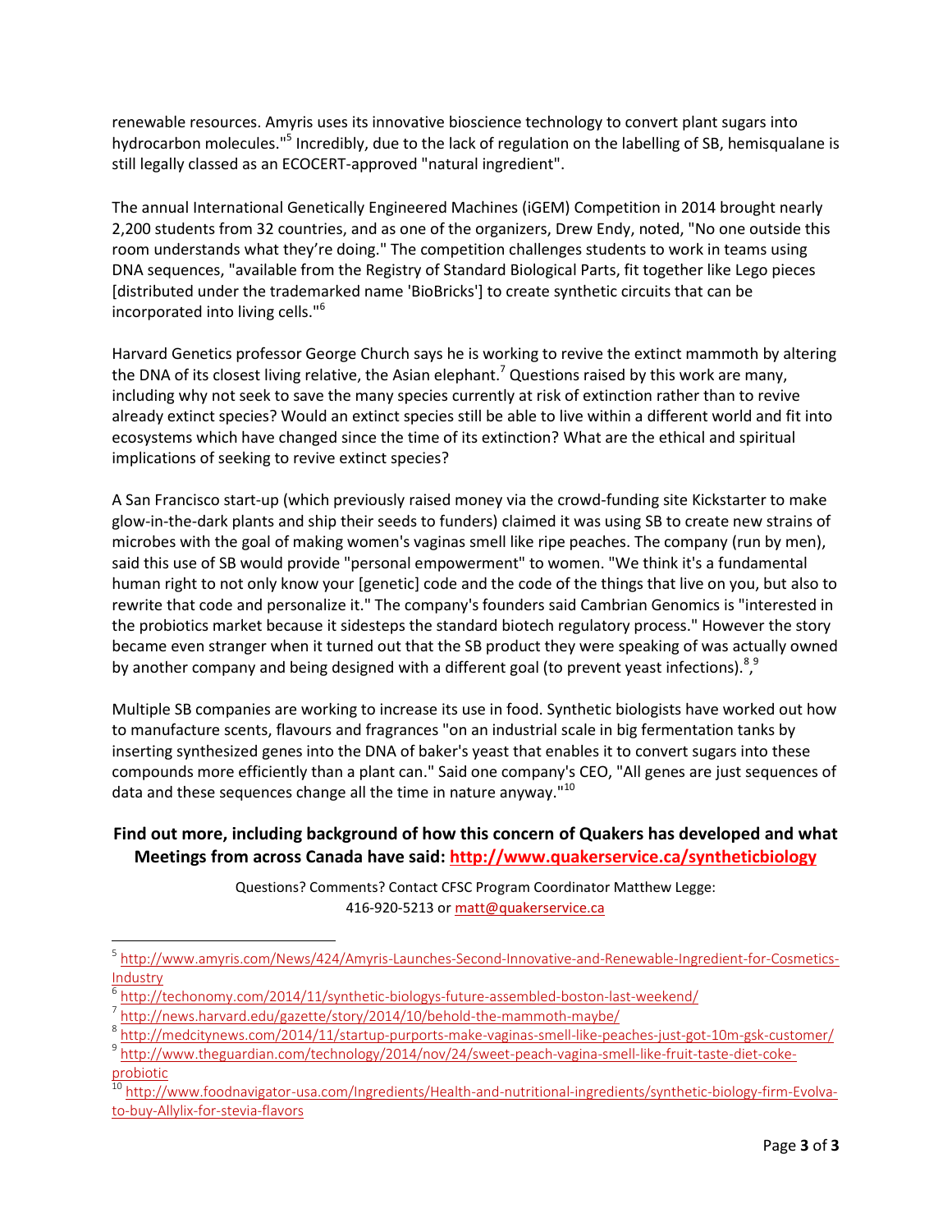renewable resources. Amyris uses its innovative bioscience technology to convert plant sugars into hydrocarbon molecules."[5] Incredibly, due to the lack of regulation on the labelling of SB, hemisqualane is still legally classed as an ECOCERT-approved "natural ingredient".

The annual International Genetically Engineered Machines (iGEM) Competition in 2014 brought nearly 2,200 students from 32 countries, and as one of the organizers, Drew Endy, noted, "No one outside this room understands what they're doing." The competition challenges students to work in teams using DNA sequences, "available from the Registry of Standard Biological Parts, fit together like Lego pieces [distributed under the trademarked name 'BioBricks'] to create synthetic circuits that can be incorporated into living cells."[6]

Harvard Genetics professor George Church says he is working to revive the extinct mammoth by altering the DNA of its closest living relative, the Asian elephant.[7] Questions raised by this work are many, including why not seek to save the many species currently at risk of extinction rather than to revive already extinct species? Would an extinct species still be able to live within a different world and fit into ecosystems which have changed since the time of its extinction? What are the ethical and spiritual implications of seeking to revive extinct species?

A San Francisco start-up (which previously raised money via the crowd-funding site Kickstarter to make glow-in-the-dark plants and ship their seeds to funders) claimed it was using SB to create new strains of microbes with the goal of making women's vaginas smell like ripe peaches. The company (run by men), said this use of SB would provide "personal empowerment" to women. "We think it's a fundamental human right to not only know your [genetic] code and the code of the things that live on you, but also to rewrite that code and personalize it." The company's founders said Cambrian Genomics is "interested in the probiotics market because it sidesteps the standard biotech regulatory process." However the story became even stranger when it turned out that the SB product they were speaking of was actually owned by another company and being designed with a different goal (to prevent yeast infections).[8],[9]

Multiple SB companies are working to increase its use in food. Synthetic biologists have worked out how to manufacture scents, flavours and fragrances "on an industrial scale in big fermentation tanks by inserting synthesized genes into the DNA of baker's yeast that enables it to convert sugars into these compounds more efficiently than a plant can." Said one company's CEO, "All genes are just sequences of data and these sequences change all the time in nature anyway."[10]

**Find out more, including background of how this concern of Quakers has developed and what Meetings from across Canada have said: http://www.quakerservice.ca/syntheticbiology**

Questions? Comments? Contact CFSC Program Coordinator Matthew Legge:
416-920-5213 or matt@quakerservice.ca

---

[5] http://www.amyris.com/News/424/Amyris-Launches-Second-Innovative-and-Renewable-Ingredient-for-Cosmetics-Industry

[6] http://techonomy.com/2014/11/synthetic-biologys-future-assembled-boston-last-weekend/

[7] http://news.harvard.edu/gazette/story/2014/10/behold-the-mammoth-maybe/

[8] http://medcitynews.com/2014/11/startup-purports-make-vaginas-smell-like-peaches-just-got-10m-gsk-customer/

[9] http://www.theguardian.com/technology/2014/nov/24/sweet-peach-vagina-smell-like-fruit-taste-diet-coke-probiotic

[10] http://www.foodnavigator-usa.com/Ingredients/Health-and-nutritional-ingredients/synthetic-biology-firm-Evolva-to-buy-Allylix-for-stevia-flavors